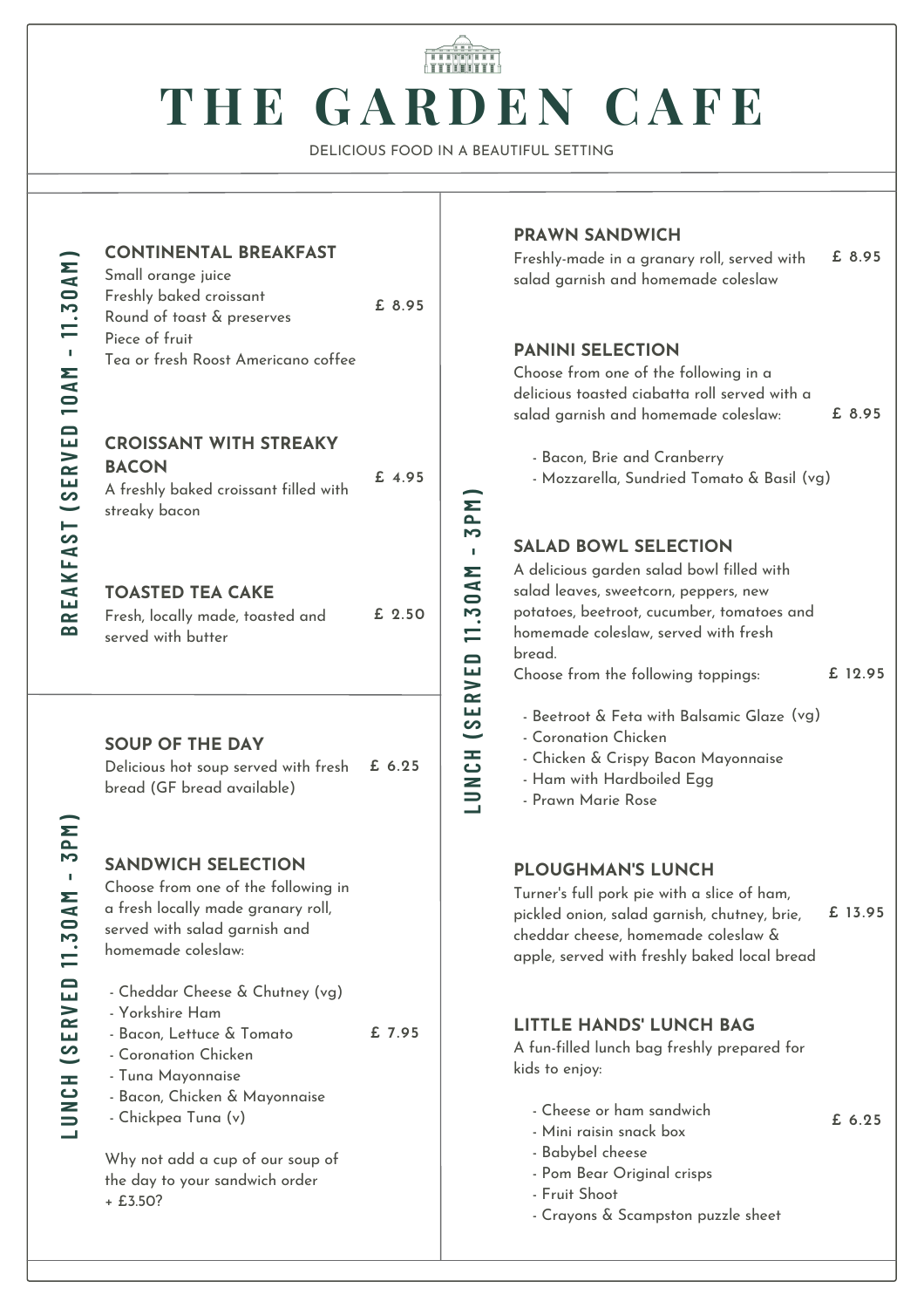# THE GARDEN CAFE

DELICIOUS FOOD IN A BEAUTIFUL SETTING

## BREAKFAST (SERVED 10AM - 11.30AM)

### CONTINENTAL BREAKFAST — £ 8.95

Small orange juice
Freshly baked croissant
Round of toast & preserves
Piece of fruit
Tea or fresh Roost Americano coffee

### CROISSANT WITH STREAKY BACON — £ 4.95

A freshly baked croissant filled with streaky bacon

### TOASTED TEA CAKE — £ 2.50

Fresh, locally made, toasted and served with butter

## LUNCH (SERVED 11.30AM - 3PM)

### SOUP OF THE DAY — £ 6.25

Delicious hot soup served with fresh bread (GF bread available)

### SANDWICH SELECTION — £ 7.95

Choose from one of the following in a fresh locally made granary roll, served with salad garnish and homemade coleslaw:

- Cheddar Cheese & Chutney (vg)
- Yorkshire Ham
- Bacon, Lettuce & Tomato
- Coronation Chicken
- Tuna Mayonnaise
- Bacon, Chicken & Mayonnaise
- Chickpea Tuna (v)

Why not add a cup of our soup of the day to your sandwich order + £3.50?

## LUNCH (SERVED 11.30AM - 3PM)

### PRAWN SANDWICH — £ 8.95

Freshly-made in a granary roll, served with salad garnish and homemade coleslaw

### PANINI SELECTION — £ 8.95

Choose from one of the following in a delicious toasted ciabatta roll served with a salad garnish and homemade coleslaw:

- Bacon, Brie and Cranberry
- Mozzarella, Sundried Tomato & Basil (vg)

### SALAD BOWL SELECTION — £ 12.95

A delicious garden salad bowl filled with salad leaves, sweetcorn, peppers, new potatoes, beetroot, cucumber, tomatoes and homemade coleslaw, served with fresh bread.
Choose from the following toppings:

- Beetroot & Feta with Balsamic Glaze (vg)
- Coronation Chicken
- Chicken & Crispy Bacon Mayonnaise
- Ham with Hardboiled Egg
- Prawn Marie Rose

### PLOUGHMAN'S LUNCH — £ 13.95

Turner's full pork pie with a slice of ham, pickled onion, salad garnish, chutney, brie, cheddar cheese, homemade coleslaw & apple, served with freshly baked local bread

### LITTLE HANDS' LUNCH BAG — £ 6.25

A fun-filled lunch bag freshly prepared for kids to enjoy:

- Cheese or ham sandwich
- Mini raisin snack box
- Babybel cheese
- Pom Bear Original crisps
- Fruit Shoot
- Crayons & Scampston puzzle sheet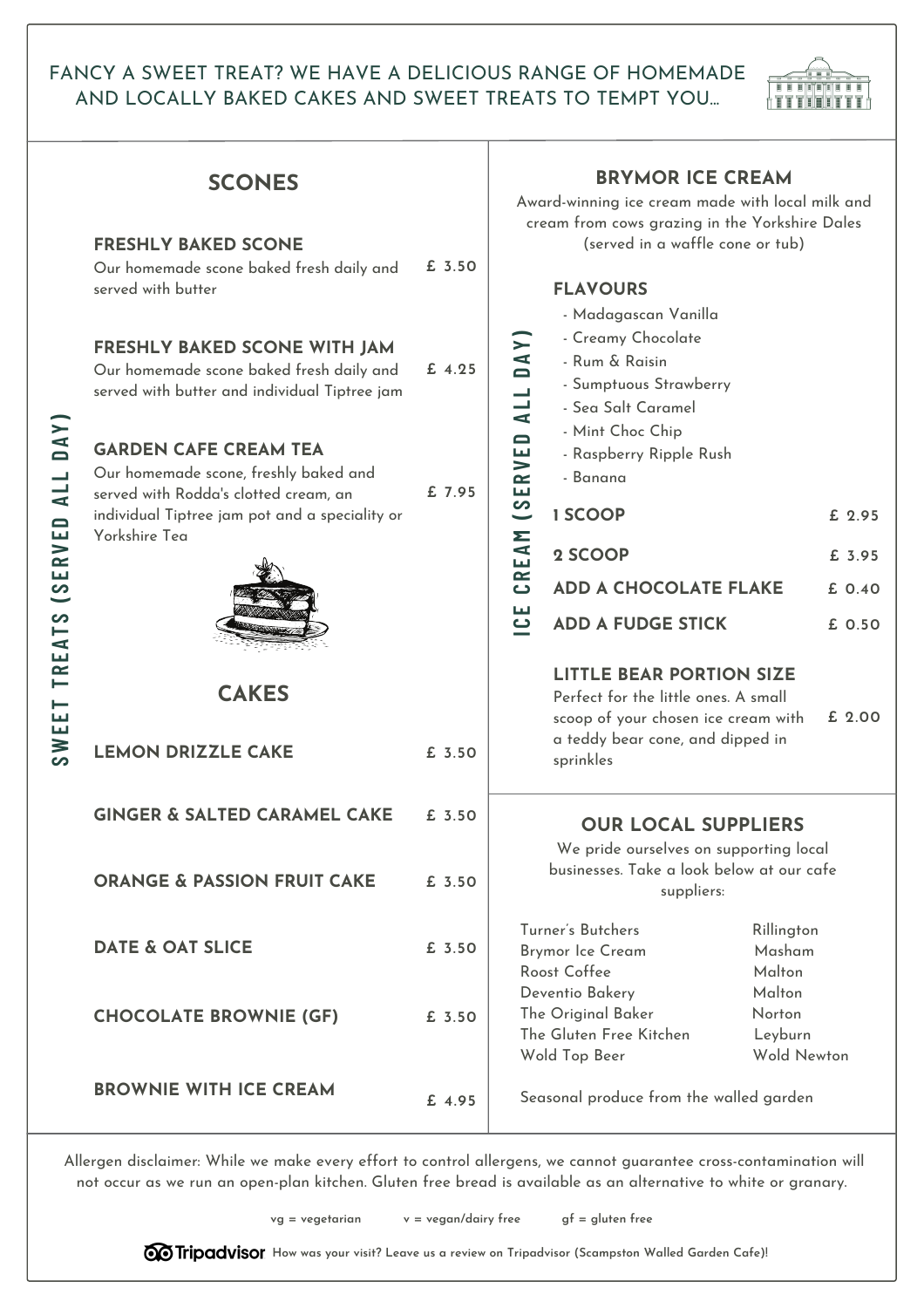FANCY A SWEET TREAT? WE HAVE A DELICIOUS RANGE OF HOMEMADE AND LOCALLY BAKED CAKES AND SWEET TREATS TO TEMPT YOU...

# SWEET TREATS (SERVED ALL DAY)

## SCONES

**FRESHLY BAKED SCONE** — £ 3.50
Our homemade scone baked fresh daily and served with butter

**FRESHLY BAKED SCONE WITH JAM** — £ 4.25
Our homemade scone baked fresh daily and served with butter and individual Tiptree jam

**GARDEN CAFE CREAM TEA** — £ 7.95
Our homemade scone, freshly baked and served with Rodda's clotted cream, an individual Tiptree jam pot and a speciality or Yorkshire Tea

## CAKES

| | |
|---|---|
| **LEMON DRIZZLE CAKE** | £ 3.50 |
| **GINGER & SALTED CARAMEL CAKE** | £ 3.50 |
| **ORANGE & PASSION FRUIT CAKE** | £ 3.50 |
| **DATE & OAT SLICE** | £ 3.50 |
| **CHOCOLATE BROWNIE (GF)** | £ 3.50 |
| **BROWNIE WITH ICE CREAM** | £ 4.95 |

# ICE CREAM (SERVED ALL DAY)

## BRYMOR ICE CREAM

Award-winning ice cream made with local milk and cream from cows grazing in the Yorkshire Dales (served in a waffle cone or tub)

**FLAVOURS**

- Madagascan Vanilla
- Creamy Chocolate
- Rum & Raisin
- Sumptuous Strawberry
- Sea Salt Caramel
- Mint Choc Chip
- Raspberry Ripple Rush
- Banana

| | |
|---|---|
| **1 SCOOP** | £ 2.95 |
| **2 SCOOP** | £ 3.95 |
| **ADD A CHOCOLATE FLAKE** | £ 0.40 |
| **ADD A FUDGE STICK** | £ 0.50 |

**LITTLE BEAR PORTION SIZE** — £ 2.00
Perfect for the little ones. A small scoop of your chosen ice cream with a teddy bear cone, and dipped in sprinkles

## OUR LOCAL SUPPLIERS

We pride ourselves on supporting local businesses. Take a look below at our cafe suppliers:

| | |
|---|---|
| Turner's Butchers | Rillington |
| Brymor Ice Cream | Masham |
| Roost Coffee | Malton |
| Deventio Bakery | Malton |
| The Original Baker | Norton |
| The Gluten Free Kitchen | Leyburn |
| Wold Top Beer | Wold Newton |

Seasonal produce from the walled garden

Allergen disclaimer: While we make every effort to control allergens, we cannot guarantee cross-contamination will not occur as we run an open-plan kitchen. Gluten free bread is available as an alternative to white or granary.

vg = vegetarian    v = vegan/dairy free    gf = gluten free

Tripadvisor How was your visit? Leave us a review on Tripadvisor (Scampston Walled Garden Cafe)!